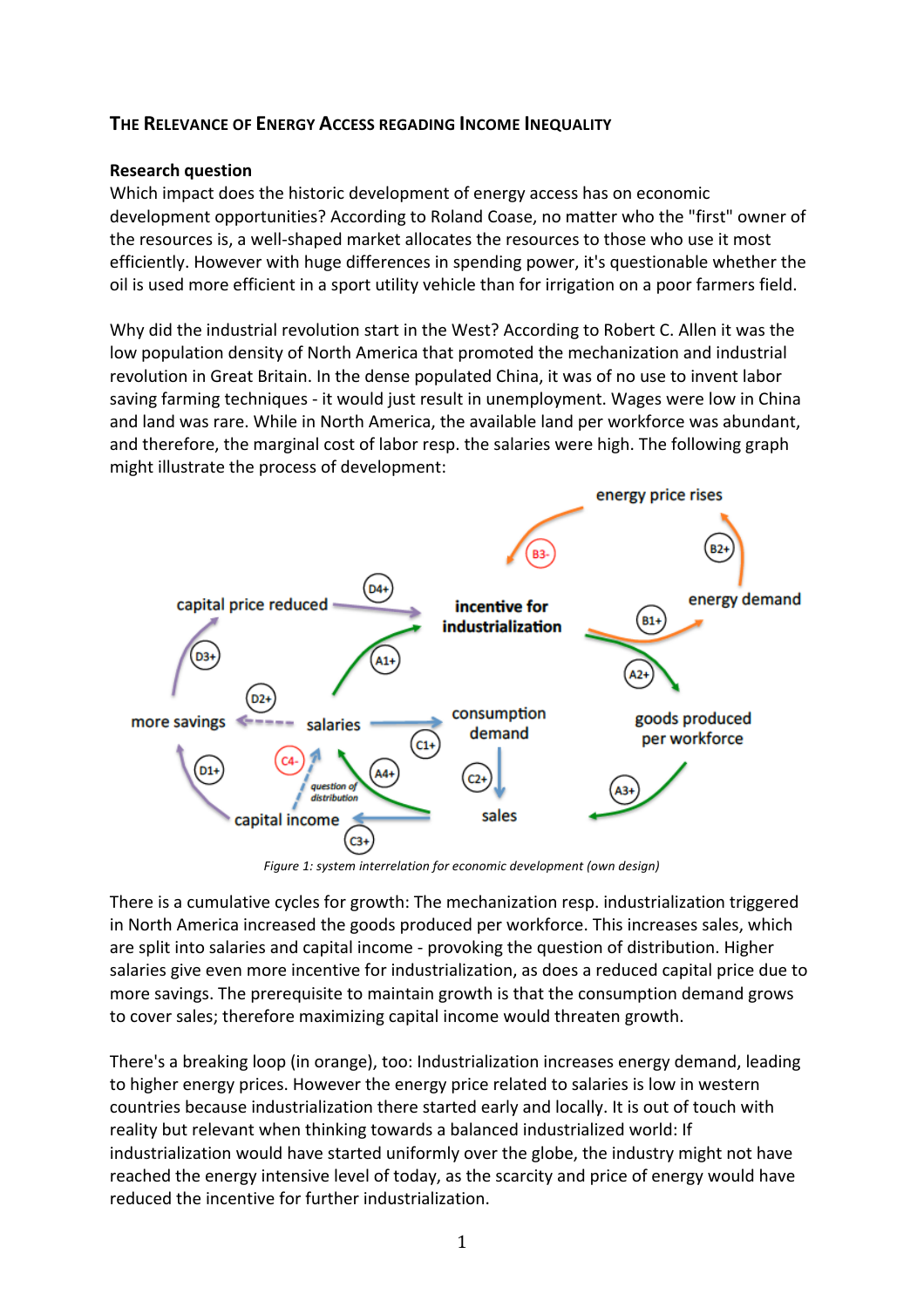## The Relevance of Energy Access regading Income Inequality

**Research question**

Which impact does the historic development of energy access has on economic development opportunities? According to Roland Coase, no matter who the "first" owner of the resources is, a well-shaped market allocates the resources to those who use it most efficiently. However with huge differences in spending power, it's questionable whether the oil is used more efficient in a sport utility vehicle than for irrigation on a poor farmers field.

Why did the industrial revolution start in the West? According to Robert C. Allen it was the low population density of North America that promoted the mechanization and industrial revolution in Great Britain. In the dense populated China, it was of no use to invent labor saving farming techniques - it would just result in unemployment. Wages were low in China and land was rare. While in North America, the available land per workforce was abundant, and therefore, the marginal cost of labor resp. the salaries were high. The following graph might illustrate the process of development:

*Figure 1: system interrelation for economic development (own design)*

There is a cumulative cycles for growth: The mechanization resp. industrialization triggered in North America increased the goods produced per workforce. This increases sales, which are split into salaries and capital income - provoking the question of distribution. Higher salaries give even more incentive for industrialization, as does a reduced capital price due to more savings. The prerequisite to maintain growth is that the consumption demand grows to cover sales; therefore maximizing capital income would threaten growth.

There's a breaking loop (in orange), too: Industrialization increases energy demand, leading to higher energy prices. However the energy price related to salaries is low in western countries because industrialization there started early and locally. It is out of touch with reality but relevant when thinking towards a balanced industrialized world: If industrialization would have started uniformly over the globe, the industry might not have reached the energy intensive level of today, as the scarcity and price of energy would have reduced the incentive for further industrialization.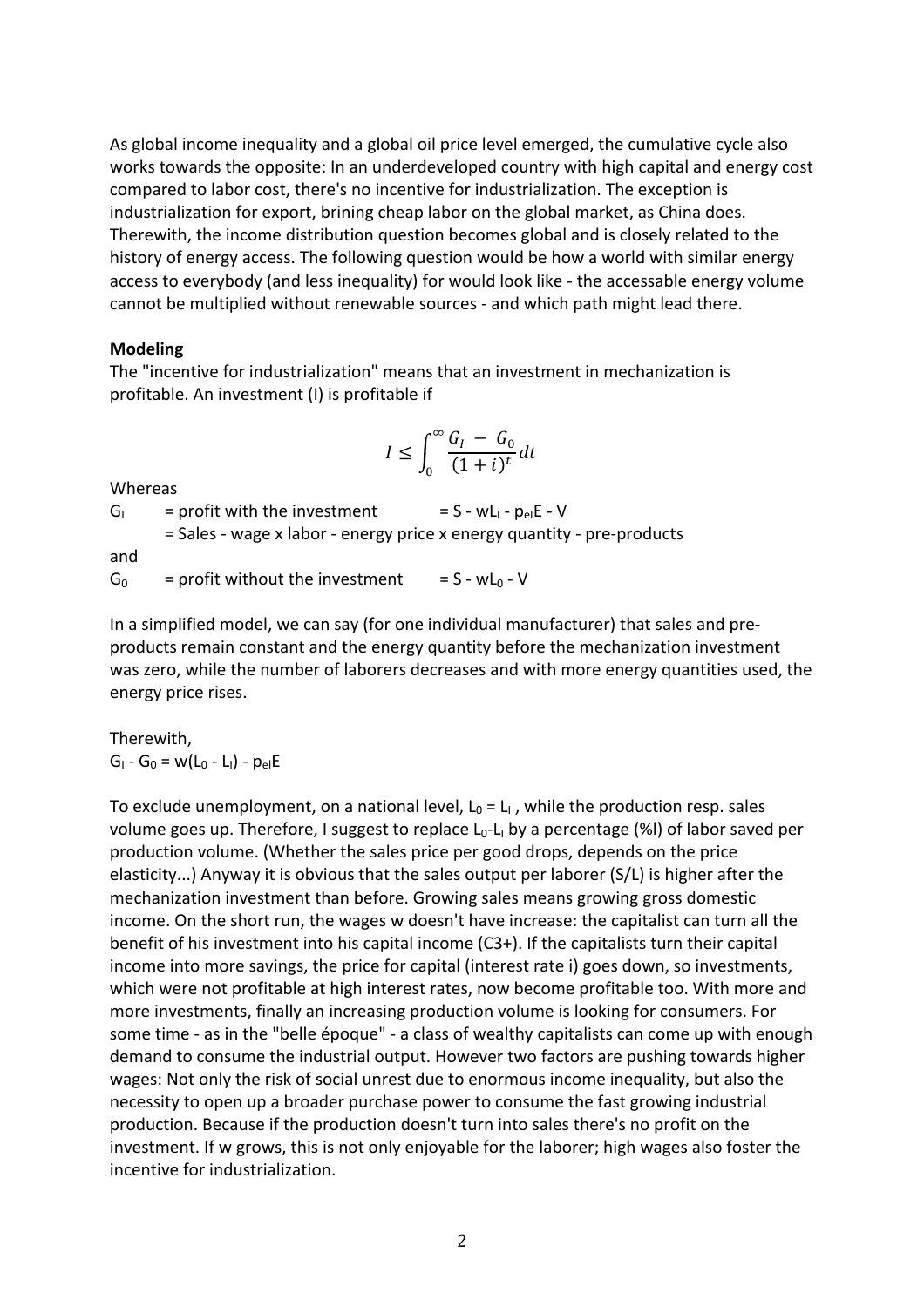As global income inequality and a global oil price level emerged, the cumulative cycle also works towards the opposite: In an underdeveloped country with high capital and energy cost compared to labor cost, there's no incentive for industrialization. The exception is industrialization for export, brining cheap labor on the global market, as China does. Therewith, the income distribution question becomes global and is closely related to the history of energy access. The following question would be how a world with similar energy access to everybody (and less inequality) for would look like - the accessable energy volume cannot be multiplied without renewable sources - and which path might lead there.

**Modeling**

The "incentive for industrialization" means that an investment in mechanization is profitable. An investment (I) is profitable if

$$I \leq \int_0^\infty \frac{G_I - G_0}{(1+i)^t} dt$$

Whereas

$G_I$ = profit with the investment = $S - wL_I - p_{el}E - V$

= Sales - wage x labor - energy price x energy quantity - pre-products

and

$G_0$ = profit without the investment = $S - wL_0 - V$

In a simplified model, we can say (for one individual manufacturer) that sales and pre-products remain constant and the energy quantity before the mechanization investment was zero, while the number of laborers decreases and with more energy quantities used, the energy price rises.

Therewith,

$G_I - G_0 = w(L_0 - L_I) - p_{el}E$

To exclude unemployment, on a national level, $L_0 = L_I$ , while the production resp. sales volume goes up. Therefore, I suggest to replace $L_0$-$L_I$ by a percentage (%l) of labor saved per production volume. (Whether the sales price per good drops, depends on the price elasticity...) Anyway it is obvious that the sales output per laborer (S/L) is higher after the mechanization investment than before. Growing sales means growing gross domestic income. On the short run, the wages w doesn't have increase: the capitalist can turn all the benefit of his investment into his capital income (C3+). If the capitalists turn their capital income into more savings, the price for capital (interest rate i) goes down, so investments, which were not profitable at high interest rates, now become profitable too. With more and more investments, finally an increasing production volume is looking for consumers. For some time - as in the "belle époque" - a class of wealthy capitalists can come up with enough demand to consume the industrial output. However two factors are pushing towards higher wages: Not only the risk of social unrest due to enormous income inequality, but also the necessity to open up a broader purchase power to consume the fast growing industrial production. Because if the production doesn't turn into sales there's no profit on the investment. If w grows, this is not only enjoyable for the laborer; high wages also foster the incentive for industrialization.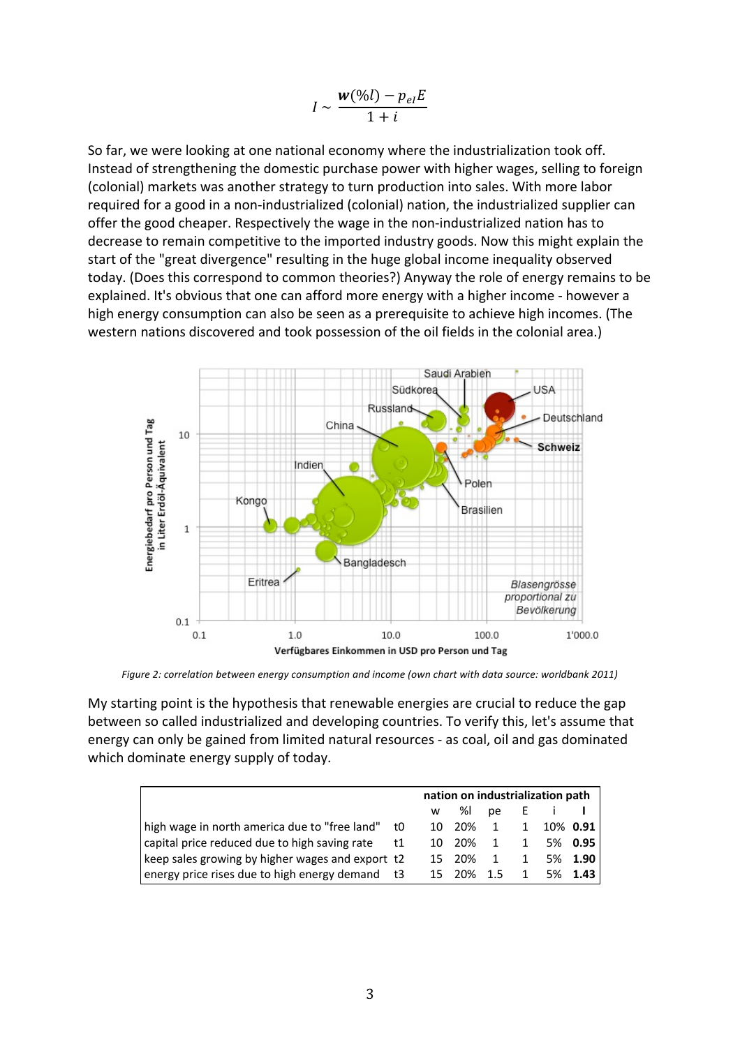$$I \sim \frac{\boldsymbol{w}(\%l) - p_{eI}E}{1+i}$$

So far, we were looking at one national economy where the industrialization took off. Instead of strengthening the domestic purchase power with higher wages, selling to foreign (colonial) markets was another strategy to turn production into sales. With more labor required for a good in a non-industrialized (colonial) nation, the industrialized supplier can offer the good cheaper. Respectively the wage in the non-industrialized nation has to decrease to remain competitive to the imported industry goods. Now this might explain the start of the "great divergence" resulting in the huge global income inequality observed today. (Does this correspond to common theories?) Anyway the role of energy remains to be explained. It's obvious that one can afford more energy with a higher income - however a high energy consumption can also be seen as a prerequisite to achieve high incomes. (The western nations discovered and took possession of the oil fields in the colonial area.)

*Figure 2: correlation between energy consumption and income (own chart with data source: worldbank 2011)*

My starting point is the hypothesis that renewable energies are crucial to reduce the gap between so called industrialized and developing countries. To verify this, let's assume that energy can only be gained from limited natural resources - as coal, oil and gas dominated which dominate energy supply of today.

| | | nation on industrialization path | | | | | |
|---|---|---|---|---|---|---|---|
| | | w | %l | pe | E | i | **I** |
| high wage in north america due to "free land" | t0 | 10 | 20% | 1 | 1 | 10% | **0.91** |
| capital price reduced due to high saving rate | t1 | 10 | 20% | 1 | 1 | 5% | **0.95** |
| keep sales growing by higher wages and export | t2 | 15 | 20% | 1 | 1 | 5% | **1.90** |
| energy price rises due to high energy demand | t3 | 15 | 20% | 1.5 | 1 | 5% | **1.43** |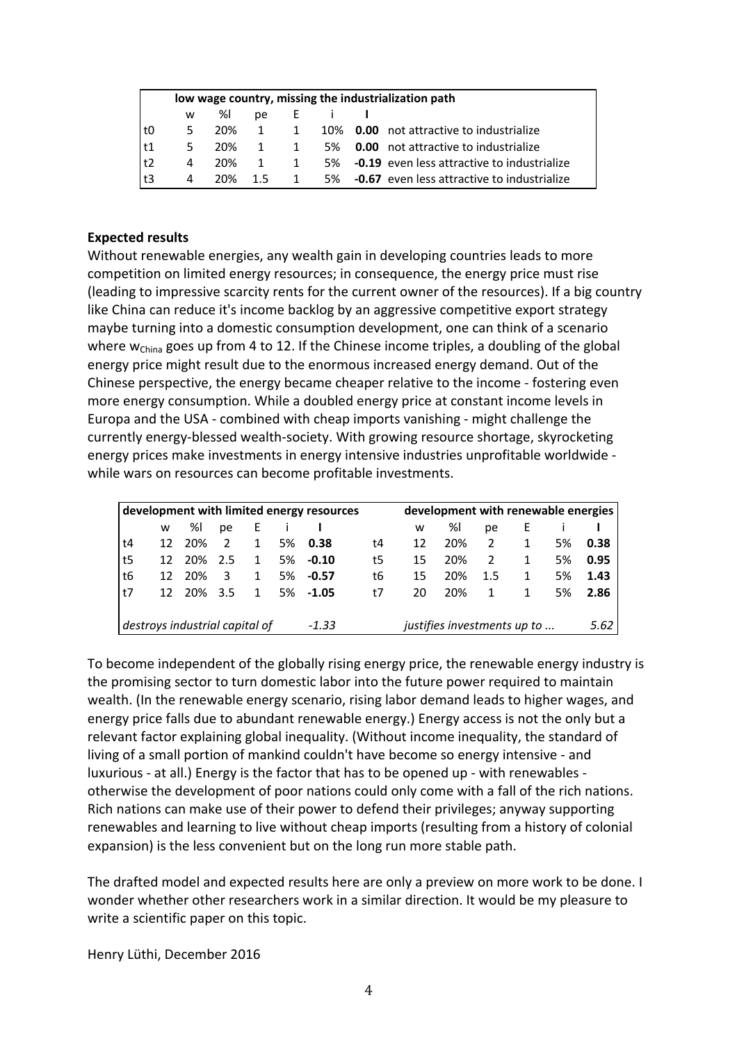| low wage country, missing the industrialization path | | | | | | | |
|---|---|---|---|---|---|---|---|
| | w | %l | pe | E | i | **I** | |
| t0 | 5 | 20% | 1 | 1 | 10% | **0.00** | not attractive to industrialize |
| t1 | 5 | 20% | 1 | 1 | 5% | **0.00** | not attractive to industrialize |
| t2 | 4 | 20% | 1 | 1 | 5% | **-0.19** | even less attractive to industrialize |
| t3 | 4 | 20% | 1.5 | 1 | 5% | **-0.67** | even less attractive to industrialize |

**Expected results**

Without renewable energies, any wealth gain in developing countries leads to more competition on limited energy resources; in consequence, the energy price must rise (leading to impressive scarcity rents for the current owner of the resources). If a big country like China can reduce it's income backlog by an aggressive competitive export strategy maybe turning into a domestic consumption development, one can think of a scenario where $w_{China}$ goes up from 4 to 12. If the Chinese income triples, a doubling of the global energy price might result due to the enormous increased energy demand. Out of the Chinese perspective, the energy became cheaper relative to the income - fostering even more energy consumption. While a doubled energy price at constant income levels in Europa and the USA - combined with cheap imports vanishing - might challenge the currently energy-blessed wealth-society. With growing resource shortage, skyrocketing energy prices make investments in energy intensive industries unprofitable worldwide - while wars on resources can become profitable investments.

| development with limited energy resources | | | | | | | | development with renewable energies | | | | | |
|---|---|---|---|---|---|---|---|---|---|---|---|---|---|
| | w | %l | pe | E | i | **I** | | w | %l | pe | E | i | **I** |
| t4 | 12 | 20% | 2 | 1 | 5% | **0.38** | t4 | 12 | 20% | 2 | 1 | 5% | **0.38** |
| t5 | 12 | 20% | 2.5 | 1 | 5% | **-0.10** | t5 | 15 | 20% | 2 | 1 | 5% | **0.95** |
| t6 | 12 | 20% | 3 | 1 | 5% | **-0.57** | t6 | 15 | 20% | 1.5 | 1 | 5% | **1.43** |
| t7 | 12 | 20% | 3.5 | 1 | 5% | **-1.05** | t7 | 20 | 20% | 1 | 1 | 5% | **2.86** |
| *destroys industrial capital of* | | | | | | *-1.33* | *justifies investments up to ...* | | | | | | *5.62* |

To become independent of the globally rising energy price, the renewable energy industry is the promising sector to turn domestic labor into the future power required to maintain wealth. (In the renewable energy scenario, rising labor demand leads to higher wages, and energy price falls due to abundant renewable energy.) Energy access is not the only but a relevant factor explaining global inequality. (Without income inequality, the standard of living of a small portion of mankind couldn't have become so energy intensive - and luxurious - at all.) Energy is the factor that has to be opened up - with renewables - otherwise the development of poor nations could only come with a fall of the rich nations. Rich nations can make use of their power to defend their privileges; anyway supporting renewables and learning to live without cheap imports (resulting from a history of colonial expansion) is the less convenient but on the long run more stable path.

The drafted model and expected results here are only a preview on more work to be done. I wonder whether other researchers work in a similar direction. It would be my pleasure to write a scientific paper on this topic.

Henry Lüthi, December 2016